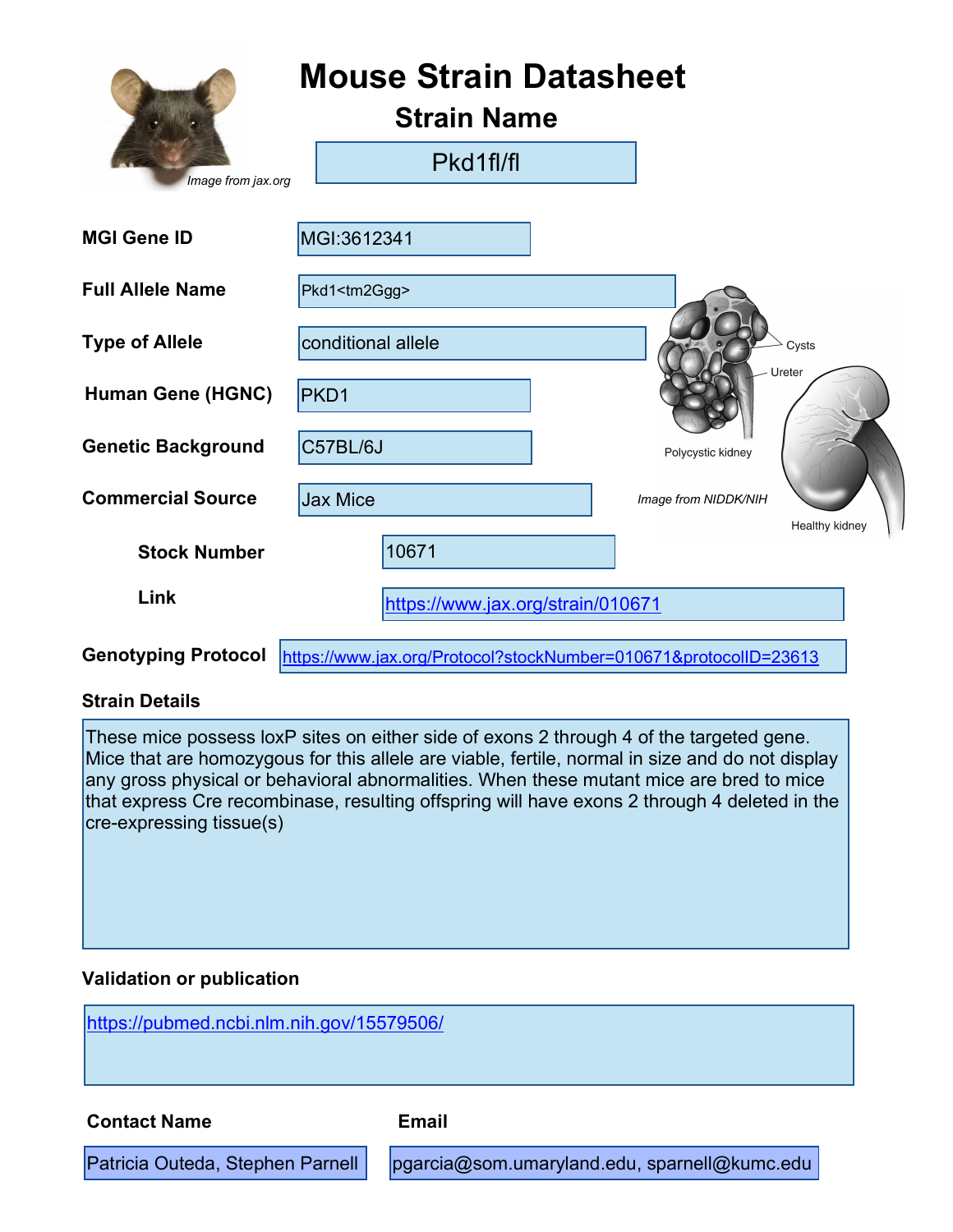# Mouse Strain Datasheet

## Strain Name

Pkd1fl/fl

*Image from jax.org*

**MGI Gene ID**: MGI:3612341

**Full Allele Name**: Pkd1<tm2Ggg>

**Type of Allele**: conditional allele

**Human Gene (HGNC)**: PKD1

**Genetic Background**: C57BL/6J

**Commercial Source**: Jax Mice

**Stock Number**: 10671

**Link**: https://www.jax.org/strain/010671

Cysts

Ureter

Polycystic kidney

Healthy kidney

*Image from NIDDK/NIH*

**Genotyping Protocol**: https://www.jax.org/Protocol?stockNumber=010671&protocolID=23613

**Strain Details**

These mice possess loxP sites on either side of exons 2 through 4 of the targeted gene. Mice that are homozygous for this allele are viable, fertile, normal in size and do not display any gross physical or behavioral abnormalities. When these mutant mice are bred to mice that express Cre recombinase, resulting offspring will have exons 2 through 4 deleted in the cre-expressing tissue(s)

**Validation or publication**

https://pubmed.ncbi.nlm.nih.gov/15579506/

| Contact Name | Email |
|---|---|
| Patricia Outeda, Stephen Parnell | pgarcia@som.umaryland.edu, sparnell@kumc.edu |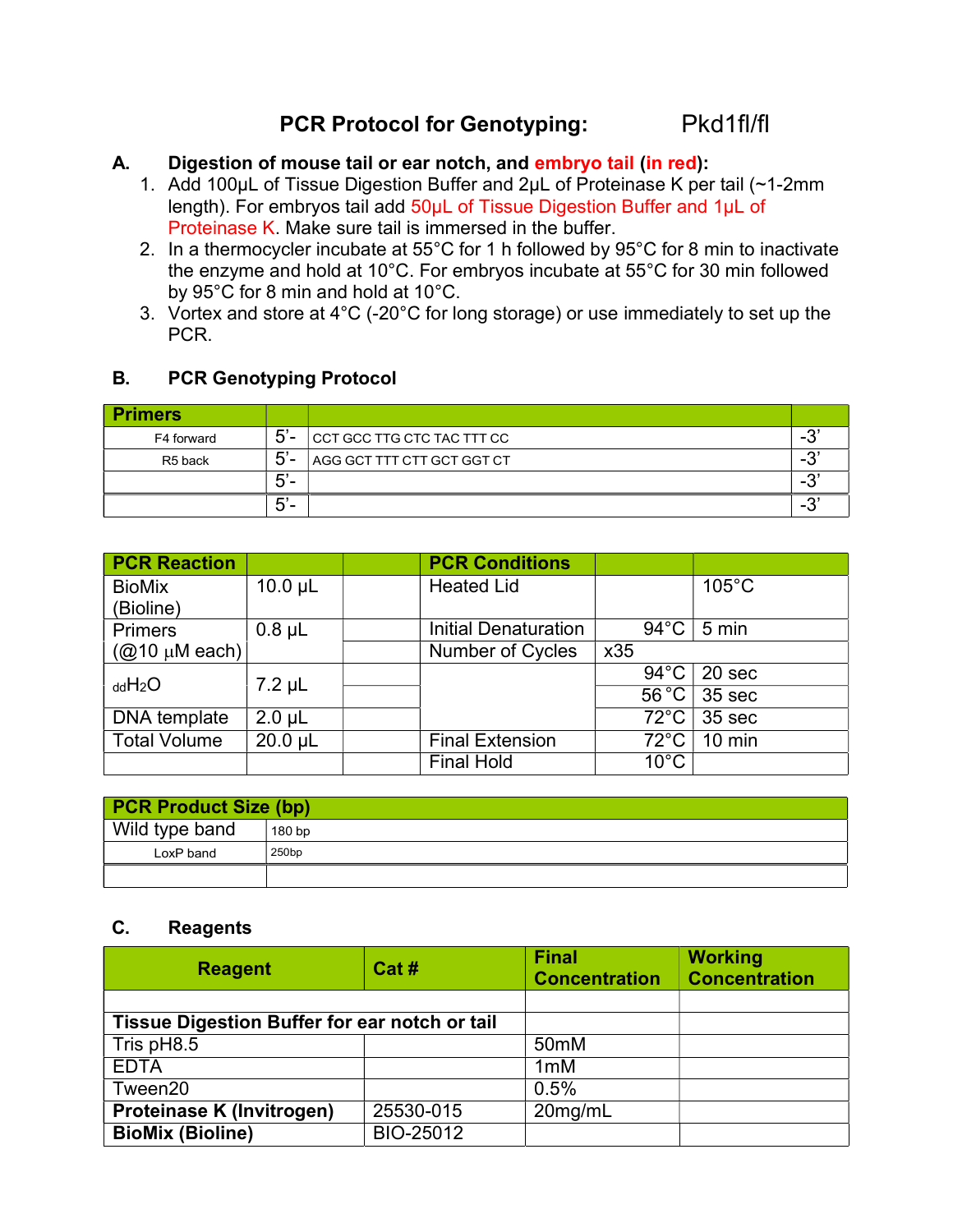# PCR Protocol for Genotyping: Pkd1fl/fl

**A. Digestion of mouse tail or ear notch, and embryo tail (in red):**

1. Add 100µL of Tissue Digestion Buffer and 2µL of Proteinase K per tail (~1-2mm length). For embryos tail add 50µL of Tissue Digestion Buffer and 1µL of Proteinase K. Make sure tail is immersed in the buffer.
2. In a thermocycler incubate at 55°C for 1 h followed by 95°C for 8 min to inactivate the enzyme and hold at 10°C. For embryos incubate at 55°C for 30 min followed by 95°C for 8 min and hold at 10°C.
3. Vortex and store at 4°C (-20°C for long storage) or use immediately to set up the PCR.

**B. PCR Genotyping Protocol**

| Primers | | | |
|---|---|---|---|
| F4 forward | 5'- | CCT GCC TTG CTC TAC TTT CC | -3' |
| R5 back | 5'- | AGG GCT TTT CTT GCT GGT CT | -3' |
| | 5'- | | -3' |
| | 5'- | | -3' |

| PCR Reaction | | | PCR Conditions | | |
|---|---|---|---|---|---|
| BioMix (Bioline) | 10.0 µL | | Heated Lid | | 105°C |
| Primers (@10 µM each) | 0.8 µL | | Initial Denaturation | 94°C | 5 min |
| | | | Number of Cycles | x35 | |
| ddH2O | 7.2 µL | | | 94°C | 20 sec |
| | | | | 56 °C | 35 sec |
| DNA template | 2.0 µL | | | 72°C | 35 sec |
| Total Volume | 20.0 µL | | Final Extension | 72°C | 10 min |
| | | | Final Hold | 10°C | |

| PCR Product Size (bp) | |
|---|---|
| Wild type band | 180 bp |
| LoxP band | 250bp |
| | |

**C. Reagents**

| Reagent | Cat # | Final Concentration | Working Concentration |
|---|---|---|---|
| | | | |
| **Tissue Digestion Buffer for ear notch or tail** | | | |
| Tris pH8.5 | | 50mM | |
| EDTA | | 1mM | |
| Tween20 | | 0.5% | |
| **Proteinase K (Invitrogen)** | 25530-015 | 20mg/mL | |
| **BioMix (Bioline)** | BIO-25012 | | |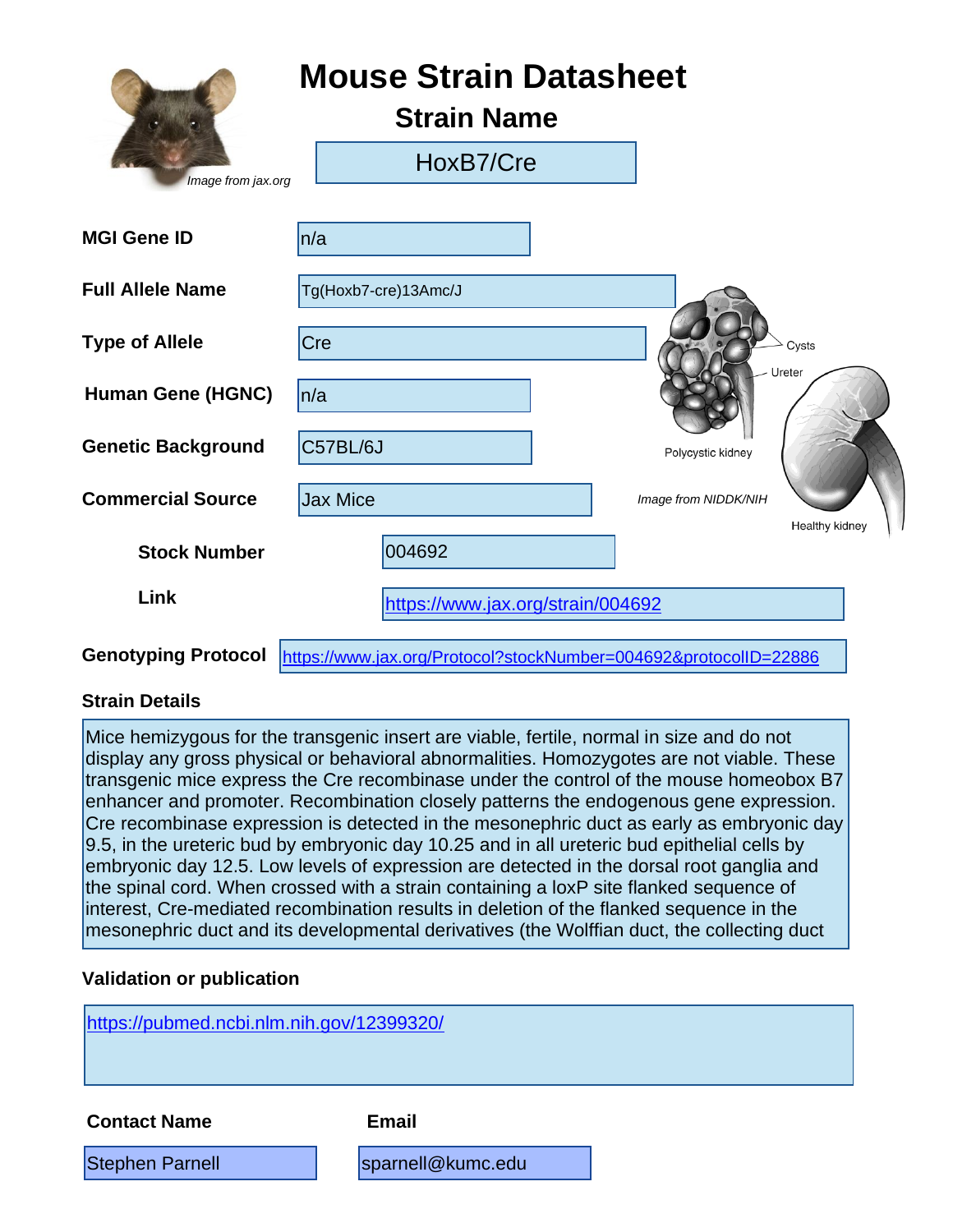# Mouse Strain Datasheet

## Strain Name

HoxB7/Cre

*Image from jax.org*

| | |
|---|---|
| **MGI Gene ID** | n/a |
| **Full Allele Name** | Tg(Hoxb7-cre)13Amc/J |
| **Type of Allele** | Cre |
| **Human Gene (HGNC)** | n/a |
| **Genetic Background** | C57BL/6J |
| **Commercial Source** | Jax Mice |
| **Stock Number** | 004692 |
| **Link** | https://www.jax.org/strain/004692 |
| **Genotyping Protocol** | https://www.jax.org/Protocol?stockNumber=004692&protocolID=22886 |

Cysts

Ureter

Polycystic kidney

Healthy kidney

*Image from NIDDK/NIH*

**Strain Details**

Mice hemizygous for the transgenic insert are viable, fertile, normal in size and do not display any gross physical or behavioral abnormalities. Homozygotes are not viable. These transgenic mice express the Cre recombinase under the control of the mouse homeobox B7 enhancer and promoter. Recombination closely patterns the endogenous gene expression. Cre recombinase expression is detected in the mesonephric duct as early as embryonic day 9.5, in the ureteric bud by embryonic day 10.25 and in all ureteric bud epithelial cells by embryonic day 12.5. Low levels of expression are detected in the dorsal root ganglia and the spinal cord. When crossed with a strain containing a loxP site flanked sequence of interest, Cre-mediated recombination results in deletion of the flanked sequence in the mesonephric duct and its developmental derivatives (the Wolffian duct, the collecting duct

**Validation or publication**

https://pubmed.ncbi.nlm.nih.gov/12399320/

| **Contact Name** | **Email** |
|---|---|
| Stephen Parnell | sparnell@kumc.edu |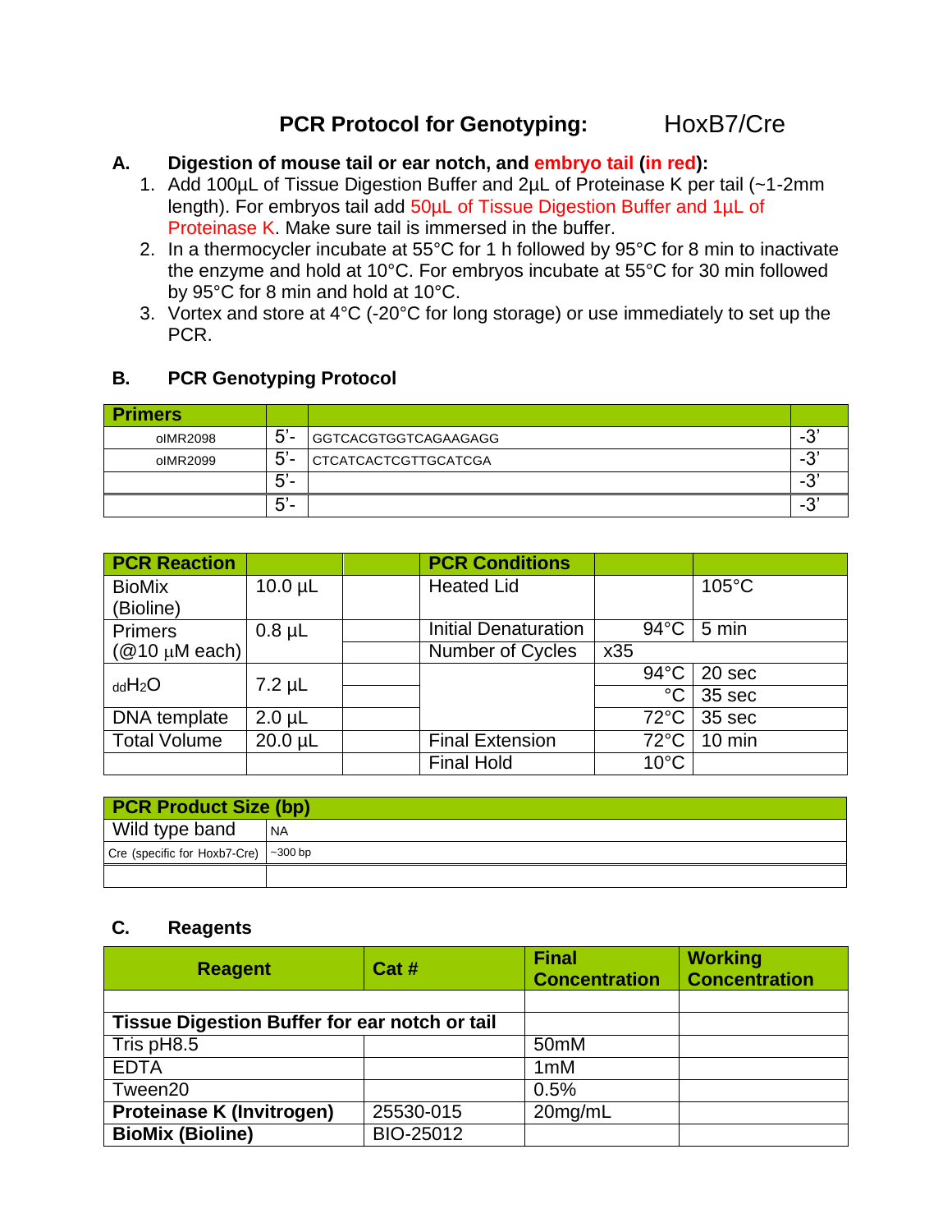# PCR Protocol for Genotyping: HoxB7/Cre

**A. Digestion of mouse tail or ear notch, and embryo tail (in red):**

1. Add 100µL of Tissue Digestion Buffer and 2µL of Proteinase K per tail (~1-2mm length). For embryos tail add 50µL of Tissue Digestion Buffer and 1µL of Proteinase K. Make sure tail is immersed in the buffer.
2. In a thermocycler incubate at 55°C for 1 h followed by 95°C for 8 min to inactivate the enzyme and hold at 10°C. For embryos incubate at 55°C for 30 min followed by 95°C for 8 min and hold at 10°C.
3. Vortex and store at 4°C (-20°C for long storage) or use immediately to set up the PCR.

**B. PCR Genotyping Protocol**

| Primers | | | |
|---|---|---|---|
| oIMR2098 | 5'- | GGTCACGTGGTCAGAAGAGG | -3' |
| oIMR2099 | 5'- | CTCATCACTCGTTGCATCGA | -3' |
| | 5'- | | -3' |
| | 5'- | | -3' |

| PCR Reaction | | | PCR Conditions | | |
|---|---|---|---|---|---|
| BioMix (Bioline) | 10.0 µL | | Heated Lid | | 105°C |
| Primers (@10 µM each) | 0.8 µL | | Initial Denaturation | 94°C | 5 min |
| | | | Number of Cycles | x35 | |
| $_{dd}H_2O$ | 7.2 µL | | | 94°C | 20 sec |
| | | | | °C | 35 sec |
| DNA template | 2.0 µL | | | 72°C | 35 sec |
| Total Volume | 20.0 µL | | Final Extension | 72°C | 10 min |
| | | | Final Hold | 10°C | |

| PCR Product Size (bp) | |
|---|---|
| Wild type band | NA |
| Cre (specific for Hoxb7-Cre) | ~300 bp |
| | |

**C. Reagents**

| Reagent | Cat # | Final Concentration | Working Concentration |
|---|---|---|---|
| | | | |
| **Tissue Digestion Buffer for ear notch or tail** | | | |
| Tris pH8.5 | | 50mM | |
| EDTA | | 1mM | |
| Tween20 | | 0.5% | |
| **Proteinase K (Invitrogen)** | 25530-015 | 20mg/mL | |
| **BioMix (Bioline)** | BIO-25012 | | |